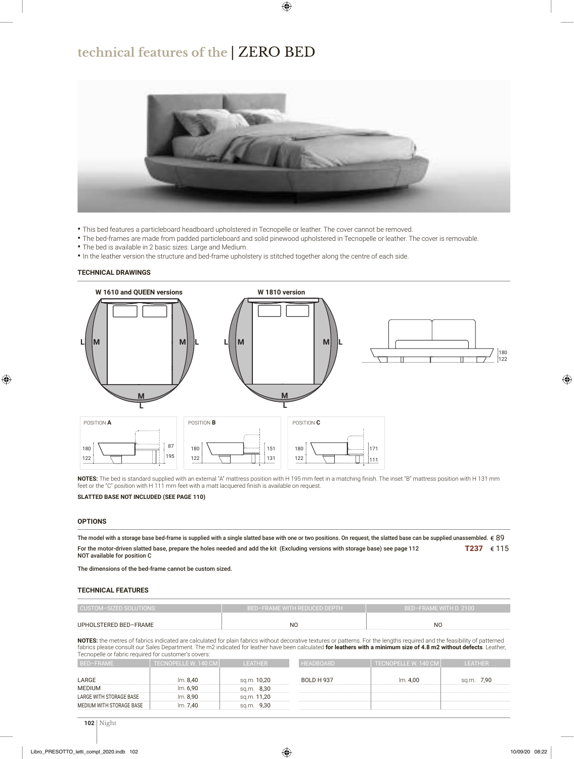# technical features of the | ZERO BED

- This bed features a particleboard headboard upholstered in Tecnopelle or leather. The cover cannot be removed.
- The bed-frames are made from padded particleboard and solid pinewood upholstered in Tecnopelle or leather. The cover is removable.
- The bed is available in 2 basic sizes: Large and Medium.
- In the leather version the structure and bed-frame upholstery is stitched together along the centre of each side.

## TECHNICAL DRAWINGS

W 1610 and QUEEN versions

W 1810 version

POSITION **A** — 180, 122, 87, 195

POSITION **B** — 180, 122, 151, 131

POSITION **C** — 180, 122, 171, 111

**NOTES:** The bed is standard supplied with an external "A" mattress position with H 195 mm feet in a matching finish. The inset "B" mattress position with H 131 mm feet or the "C" position with H 111 mm feet with a matt lacquered finish is available on request.

**SLATTED BASE NOT INCLUDED (SEE PAGE 110)**

## OPTIONS

The model with a storage base bed-frame is supplied with a single slatted base with one or two positions. On request, the slatted base can be supplied unassembled. € 89

For the motor-driven slatted base, prepare the holes needed and add the kit (Excluding versions with storage base) see page 112 **T237** € 115
NOT available for position C

The dimensions of the bed-frame cannot be custom sized.

## TECHNICAL FEATURES

| CUSTOM–SIZED SOLUTIONS: | BED–FRAME WITH REDUCED DEPTH | BED–FRAME WITH D. 2100 |
|---|---|---|
| UPHOLSTERED BED–FRAME | NO | NO |

**NOTES:** the metres of fabrics indicated are calculated for plain fabrics without decorative textures or patterns. For the lengths required and the feasibility of patterned fabrics please consult our Sales Department. The m2 indicated for leather have been calculated **for leathers with a minimum size of 4.8 m2 without defects**. Leather, Tecnopelle or fabric required for customer's covers:

| BED–FRAME | TECNOPELLE W. 140 CM | LEATHER |
|---|---|---|
| LARGE | lm. 8,40 | sq.m. 10,20 |
| MEDIUM | lm. 6,90 | sq.m. 8,30 |
| LARGE WITH STORAGE BASE | lm. 8,90 | sq.m. 11,20 |
| MEDIUM WITH STORAGE BASE | lm. 7,40 | sq.m. 9,30 |

| HEADBOARD | TECNOPELLE W. 140 CM | LEATHER |
|---|---|---|
| BOLD H 937 | lm. 4,00 | sq.m. 7,90 |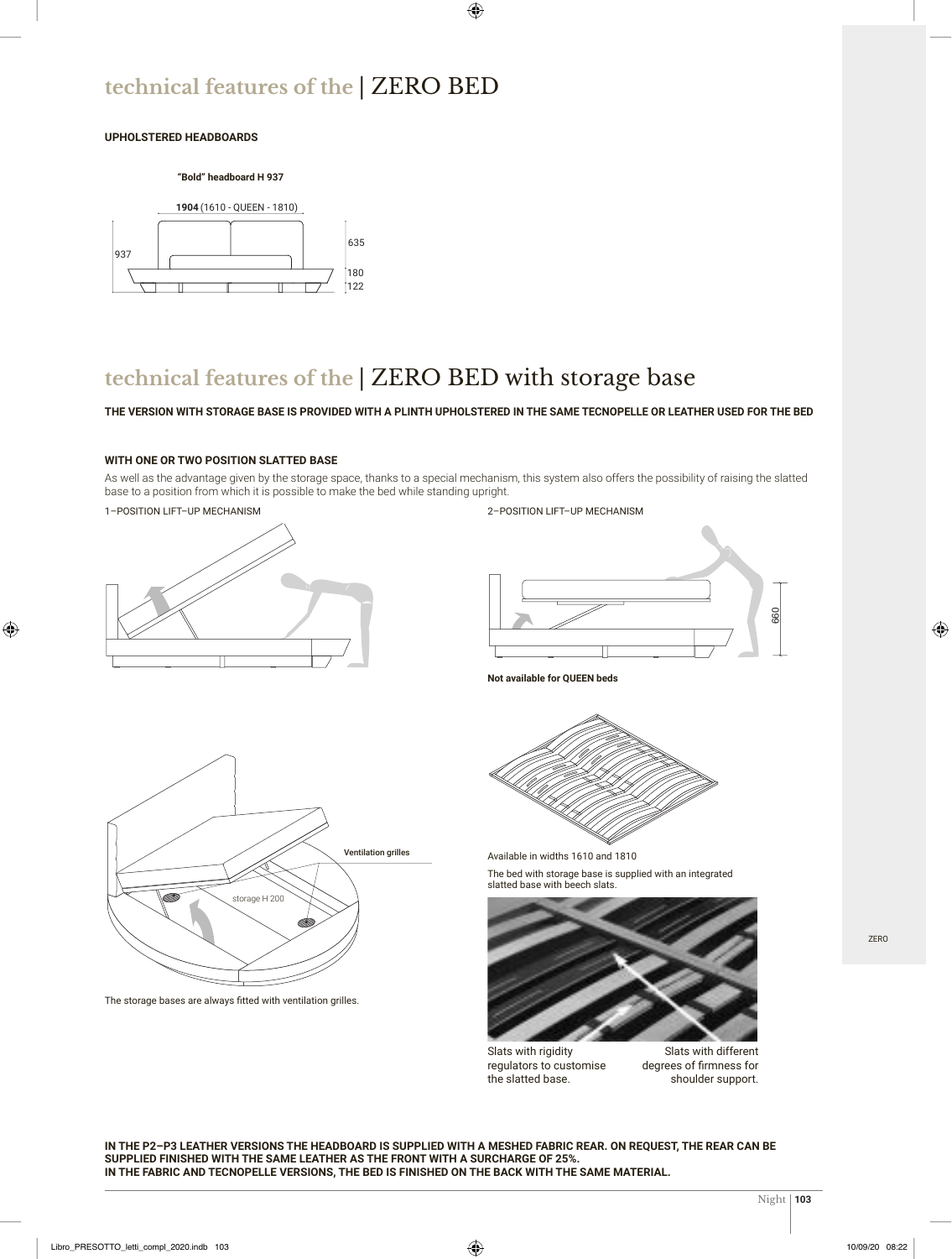# technical features of the | ZERO BED

**UPHOLSTERED HEADBOARDS**

**"Bold" headboard H 937**

**1904** (1610 - QUEEN - 1810)

937

635

180

122

# technical features of the | ZERO BED with storage base

**THE VERSION WITH STORAGE BASE IS PROVIDED WITH A PLINTH UPHOLSTERED IN THE SAME TECNOPELLE OR LEATHER USED FOR THE BED**

**WITH ONE OR TWO POSITION SLATTED BASE**

As well as the advantage given by the storage space, thanks to a special mechanism, this system also offers the possibility of raising the slatted base to a position from which it is possible to make the bed while standing upright.

1–POSITION LIFT–UP MECHANISM

2–POSITION LIFT–UP MECHANISM

660

**Not available for QUEEN beds**

**Ventilation grilles**

storage H 200

The storage bases are always fitted with ventilation grilles.

Available in widths 1610 and 1810

The bed with storage base is supplied with an integrated slatted base with beech slats.

Slats with rigidity regulators to customise the slatted base.

Slats with different degrees of firmness for shoulder support.

**IN THE P2–P3 LEATHER VERSIONS THE HEADBOARD IS SUPPLIED WITH A MESHED FABRIC REAR. ON REQUEST, THE REAR CAN BE SUPPLIED FINISHED WITH THE SAME LEATHER AS THE FRONT WITH A SURCHARGE OF 25%.**
**IN THE FABRIC AND TECNOPELLE VERSIONS, THE BED IS FINISHED ON THE BACK WITH THE SAME MATERIAL.**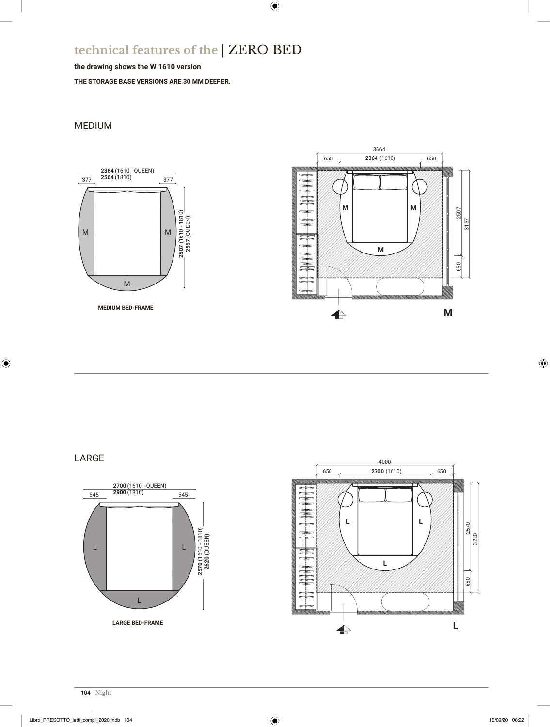# technical features of the | ZERO BED

**the drawing shows the W 1610 version**

**THE STORAGE BASE VERSIONS ARE 30 MM DEEPER.**

## MEDIUM

**2364** (1610 - QUEEN)
**2564** (1810)
377
377
M
M
M
**2507** (1610 - 1810)
**2557** (QUEEN)

**MEDIUM BED-FRAME**

3664
650
**2364** (1610)
650
M
M
M
2507
3157
650

**M**

## LARGE

**2700** (1610 - QUEEN)
**2900** (1810)
545
545
L
L
L
**2570** (1610 - 1810)
**2620** (QUEEN)

**LARGE BED-FRAME**

4000
650
**2700** (1610)
650
L
L
L
2570
3220
650

**L**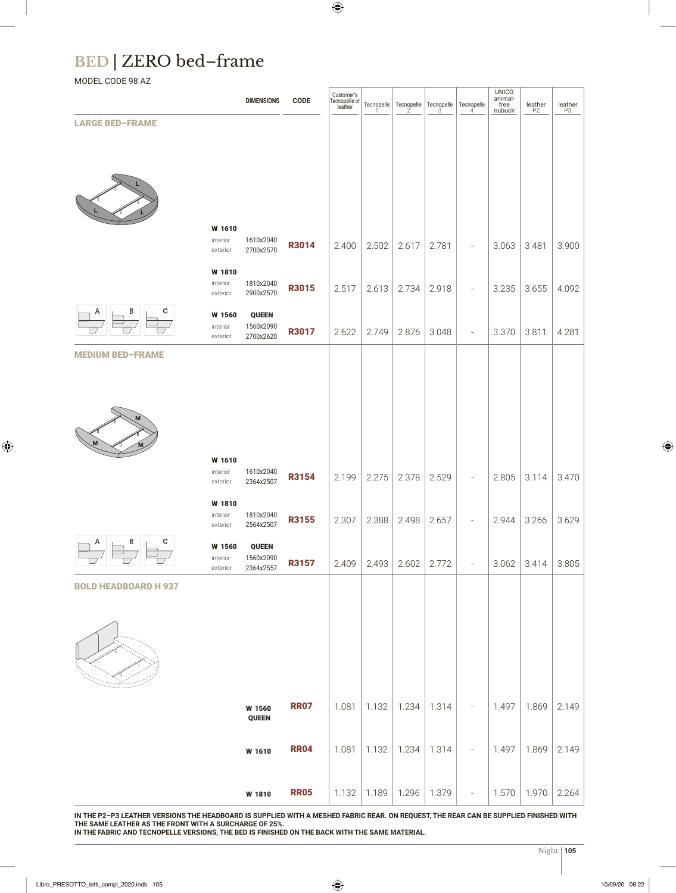# BED | ZERO bed–frame

MODEL CODE 98 AZ

| | DIMENSIONS | | CODE | Customer's Tecnopelle or leather | Tecnopelle 1 | Tecnopelle 2 | Tecnopelle 3 | Tecnopelle 4 | UNICO animal-free nubuck | leather P2 | leather P3 |
|---|---|---|---|---|---|---|---|---|---|---|---|
| **LARGE BED–FRAME** | | | | | | | | | | | |
| **W 1610** | interior | 1610x2040 | **R3014** | 2.400 | 2.502 | 2.617 | 2.781 | - | 3.063 | 3.481 | 3.900 |
| | exterior | 2700x2570 | | | | | | | | | |
| **W 1810** | interior | 1810x2040 | **R3015** | 2.517 | 2.613 | 2.734 | 2.918 | - | 3.235 | 3.655 | 4.092 |
| | exterior | 2900x2570 | | | | | | | | | |
| **W 1560 QUEEN** | interior | 1560x2090 | **R3017** | 2.622 | 2.749 | 2.876 | 3.048 | - | 3.370 | 3.811 | 4.281 |
| | exterior | 2700x2620 | | | | | | | | | |
| **MEDIUM BED–FRAME** | | | | | | | | | | | |
| **W 1610** | interior | 1610x2040 | **R3154** | 2.199 | 2.275 | 2.378 | 2.529 | - | 2.805 | 3.114 | 3.470 |
| | exterior | 2364x2507 | | | | | | | | | |
| **W 1810** | interior | 1810x2040 | **R3155** | 2.307 | 2.388 | 2.498 | 2.657 | - | 2.944 | 3.266 | 3.629 |
| | exterior | 2564x2507 | | | | | | | | | |
| **W 1560 QUEEN** | interior | 1560x2090 | **R3157** | 2.409 | 2.493 | 2.602 | 2.772 | - | 3.062 | 3.414 | 3.805 |
| | exterior | 2364x2557 | | | | | | | | | |
| **BOLD HEADBOARD H 937** | | | | | | | | | | | |
| **W 1560 QUEEN** | | | **RR07** | 1.081 | 1.132 | 1.234 | 1.314 | - | 1.497 | 1.869 | 2.149 |
| **W 1610** | | | **RR04** | 1.081 | 1.132 | 1.234 | 1.314 | - | 1.497 | 1.869 | 2.149 |
| **W 1810** | | | **RR05** | 1.132 | 1.189 | 1.296 | 1.379 | - | 1.570 | 1.970 | 2.264 |

**IN THE P2–P3 LEATHER VERSIONS THE HEADBOARD IS SUPPLIED WITH A MESHED FABRIC REAR. ON REQUEST, THE REAR CAN BE SUPPLIED FINISHED WITH THE SAME LEATHER AS THE FRONT WITH A SURCHARGE OF 25%.**
**IN THE FABRIC AND TECNOPELLE VERSIONS, THE BED IS FINISHED ON THE BACK WITH THE SAME MATERIAL.**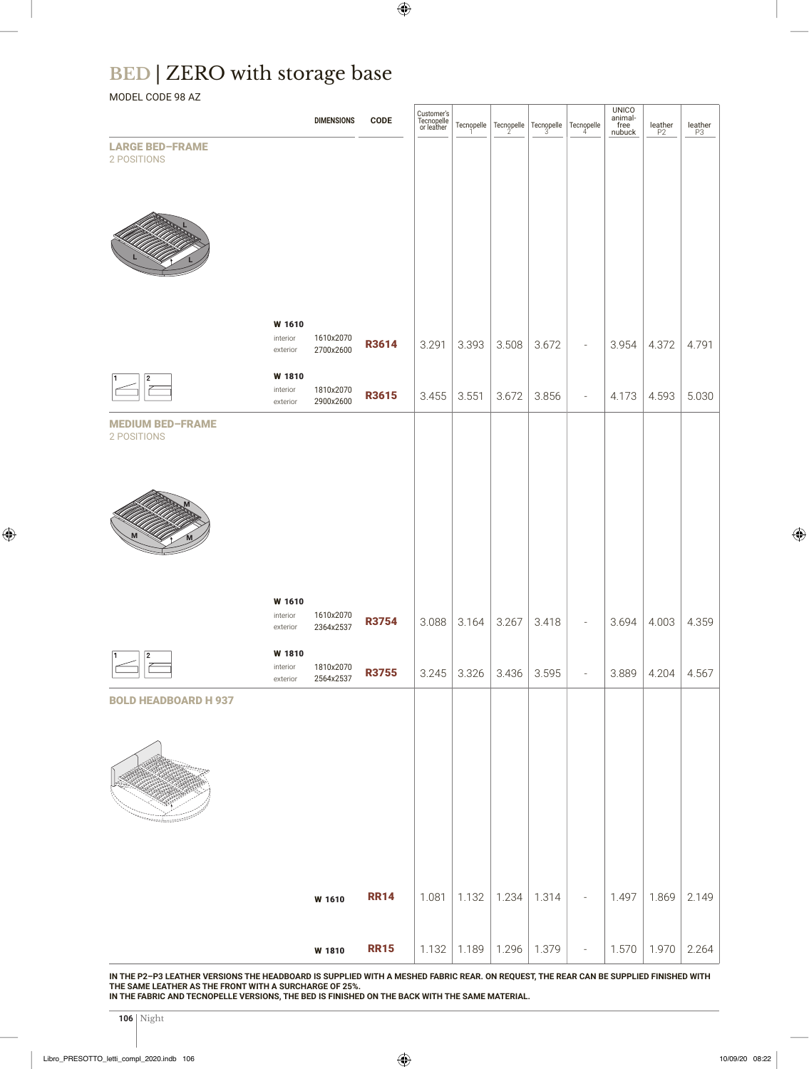# BED | ZERO with storage base

MODEL CODE 98 AZ

| | | DIMENSIONS | CODE | Customer's Tecnopelle or leather | Tecnopelle 1 | Tecnopelle 2 | Tecnopelle 3 | Tecnopelle 4 | UNICO animal-free nubuck | leather P2 | leather P3 |
|---|---|---|---|---|---|---|---|---|---|---|---|
| **LARGE BED–FRAME** 2 POSITIONS | | | | | | | | | | | |
| | **W 1610** interior / exterior | 1610x2070 / 2700x2600 | **R3614** | 3.291 | 3.393 | 3.508 | 3.672 | - | 3.954 | 4.372 | 4.791 |
| | **W 1810** interior / exterior | 1810x2070 / 2900x2600 | **R3615** | 3.455 | 3.551 | 3.672 | 3.856 | - | 4.173 | 4.593 | 5.030 |
| **MEDIUM BED–FRAME** 2 POSITIONS | | | | | | | | | | | |
| | **W 1610** interior / exterior | 1610x2070 / 2364x2537 | **R3754** | 3.088 | 3.164 | 3.267 | 3.418 | - | 3.694 | 4.003 | 4.359 |
| | **W 1810** interior / exterior | 1810x2070 / 2564x2537 | **R3755** | 3.245 | 3.326 | 3.436 | 3.595 | - | 3.889 | 4.204 | 4.567 |
| **BOLD HEADBOARD H 937** | | | | | | | | | | | |
| | | **W 1610** | **RR14** | 1.081 | 1.132 | 1.234 | 1.314 | - | 1.497 | 1.869 | 2.149 |
| | | **W 1810** | **RR15** | 1.132 | 1.189 | 1.296 | 1.379 | - | 1.570 | 1.970 | 2.264 |

**IN THE P2–P3 LEATHER VERSIONS THE HEADBOARD IS SUPPLIED WITH A MESHED FABRIC REAR. ON REQUEST, THE REAR CAN BE SUPPLIED FINISHED WITH THE SAME LEATHER AS THE FRONT WITH A SURCHARGE OF 25%.**
**IN THE FABRIC AND TECNOPELLE VERSIONS, THE BED IS FINISHED ON THE BACK WITH THE SAME MATERIAL.**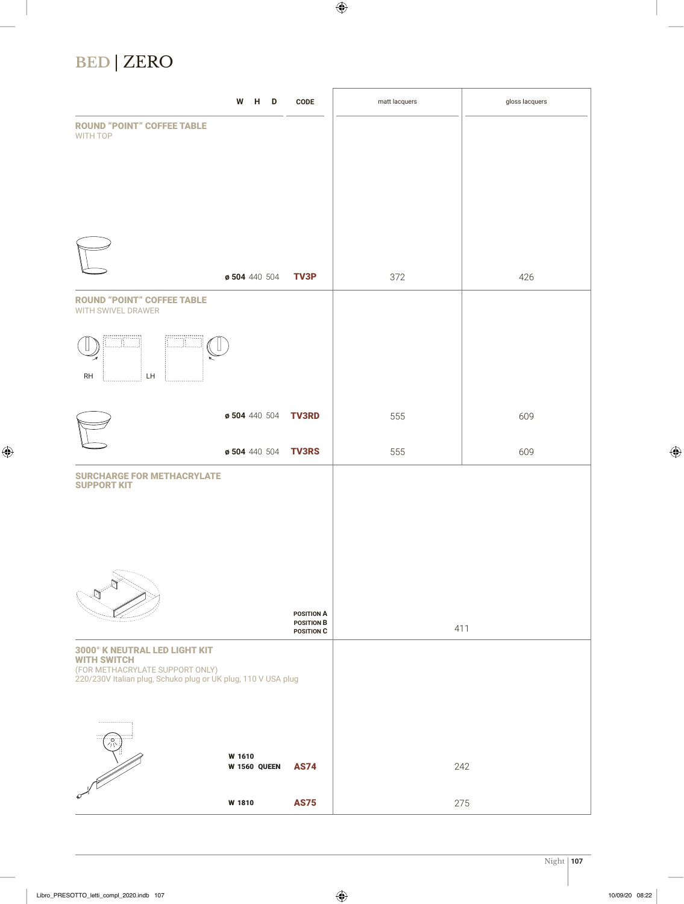# BED | ZERO

| | W H D | CODE | matt lacquers | gloss lacquers |
|---|---|---|---|---|
| **ROUND "POINT" COFFEE TABLE** WITH TOP | ø **504** 440 504 | **TV3P** | 372 | 426 |
| **ROUND "POINT" COFFEE TABLE** WITH SWIVEL DRAWER (RH / LH) | ø **504** 440 504 | **TV3RD** | 555 | 609 |
| | ø **504** 440 504 | **TV3RS** | 555 | 609 |
| **SURCHARGE FOR METHACRYLATE SUPPORT KIT** | | **POSITION A** **POSITION B** **POSITION C** | 411 | |
| **3000° K NEUTRAL LED LIGHT KIT WITH SWITCH** (FOR METHACRYLATE SUPPORT ONLY) 220/230V Italian plug, Schuko plug or UK plug, 110 V USA plug | **W 1610** **W 1560 QUEEN** | **AS74** | 242 | |
| | **W 1810** | **AS75** | 275 | |